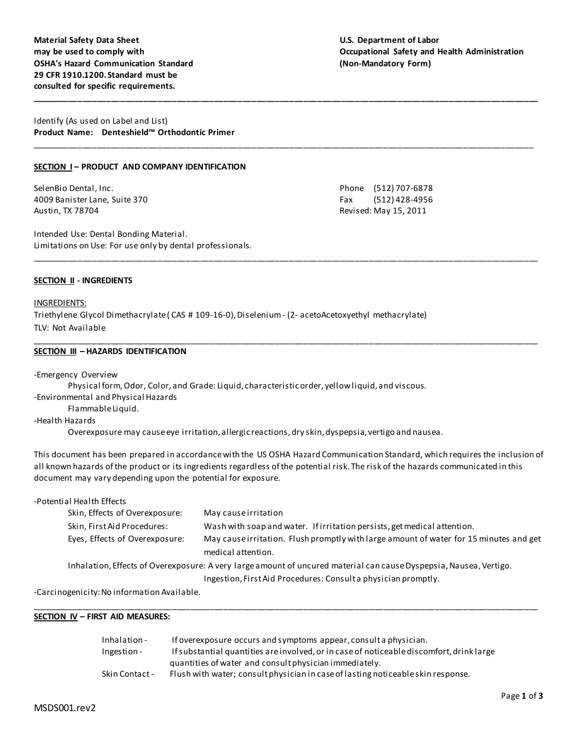**Material Safety Data Sheet**
**may be used to comply with**
**OSHA's Hazard Communication Standard**
**29 CFR 1910.1200. Standard must be**
**consulted for specific requirements.**

**U.S. Department of Labor**
**Occupational Safety and Health Administration**
**(Non-Mandatory Form)**

---

Identify (As used on Label and List)
**Product Name: Denteshield™ Orthodontic Primer**

---

## SECTION I – PRODUCT AND COMPANY IDENTIFICATION

SelenBio Dental, Inc.
4009 Banister Lane, Suite 370
Austin, TX 78704

Phone (512) 707-6878
Fax (512) 428-4956
Revised: May 15, 2011

Intended Use: Dental Bonding Material.
Limitations on Use: For use only by dental professionals.

---

## SECTION II - INGREDIENTS

INGREDIENTS:
Triethylene Glycol Dimethacrylate ( CAS # 109-16-0), Diselenium - (2- acetoAcetoxyethyl methacrylate)
TLV: Not Available

---

## SECTION III – HAZARDS IDENTIFICATION

-Emergency Overview
  Physical form, Odor, Color, and Grade: Liquid, characteristic order, yellow liquid, and viscous.
-Environmental and Physical Hazards
  Flammable Liquid.
-Health Hazards
  Overexposure may cause eye irritation, allergic reactions, dry skin, dyspepsia, vertigo and nausea.

This document has been prepared in accordance with the US OSHA Hazard Communication Standard, which requires the inclusion of all known hazards of the product or its ingredients regardless of the potential risk. The risk of the hazards communicated in this document may vary depending upon the potential for exposure.

-Potential Health Effects

| | |
|---|---|
| Skin, Effects of Overexposure: | May cause irritation |
| Skin, First Aid Procedures: | Wash with soap and water. If irritation persists, get medical attention. |
| Eyes, Effects of Overexposure: | May cause irritation. Flush promptly with large amount of water for 15 minutes and get medical attention. |

Inhalation, Effects of Overexposure: A very large amount of uncured material can cause Dyspepsia, Nausea, Vertigo.
Ingestion, First Aid Procedures: Consult a physician promptly.

-Carcinogenicity: No information Available.

---

## SECTION IV – FIRST AID MEASURES:

| | |
|---|---|
| Inhalation - | If overexposure occurs and symptoms appear, consult a physician. |
| Ingestion - | If substantial quantities are involved, or in case of noticeable discomfort, drink large quantities of water and consult physician immediately. |
| Skin Contact - | Flush with water; consult physician in case of lasting noticeable skin response. |

MSDS001.rev2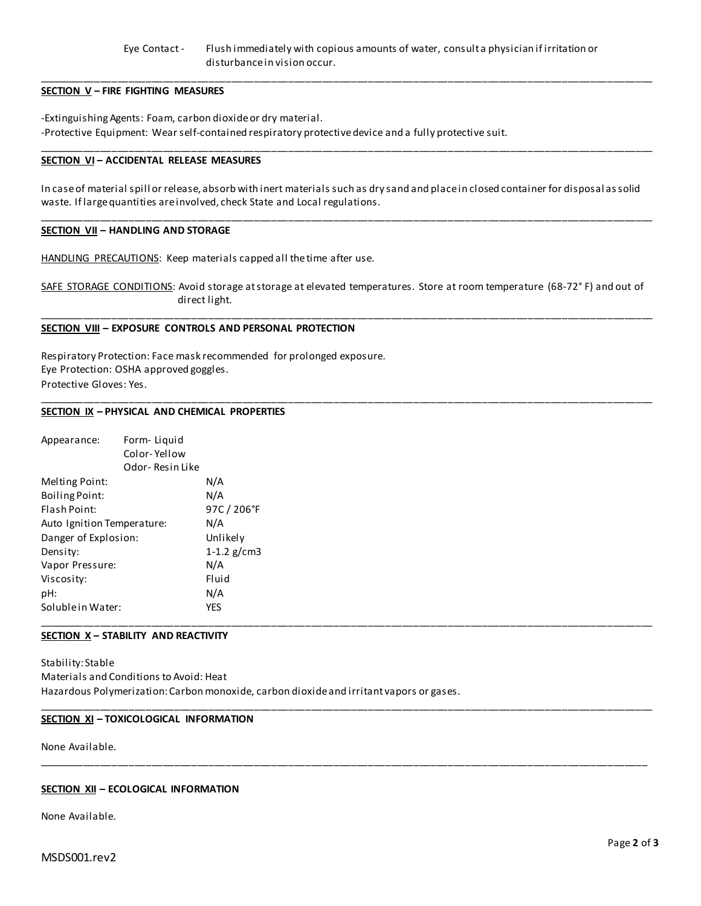Eye Contact - Flush immediately with copious amounts of water, consult a physician if irritation or disturbance in vision occur.

---

## SECTION V – FIRE FIGHTING MEASURES

-Extinguishing Agents: Foam, carbon dioxide or dry material.

-Protective Equipment: Wear self-contained respiratory protective device and a fully protective suit.

---

## SECTION VI – ACCIDENTAL RELEASE MEASURES

In case of material spill or release, absorb with inert materials such as dry sand and place in closed container for disposal as solid waste. If large quantities are involved, check State and Local regulations.

---

## SECTION VII – HANDLING AND STORAGE

HANDLING PRECAUTIONS: Keep materials capped all the time after use.

SAFE STORAGE CONDITIONS: Avoid storage at storage at elevated temperatures. Store at room temperature (68-72° F) and out of direct light.

---

## SECTION VIII – EXPOSURE CONTROLS AND PERSONAL PROTECTION

Respiratory Protection: Face mask recommended for prolonged exposure.
Eye Protection: OSHA approved goggles.
Protective Gloves: Yes.

---

## SECTION IX – PHYSICAL AND CHEMICAL PROPERTIES

| | |
|---|---|
| Appearance: | Form- Liquid<br>Color- Yellow<br>Odor- Resin Like |
| Melting Point: | N/A |
| Boiling Point: | N/A |
| Flash Point: | 97C / 206°F |
| Auto Ignition Temperature: | N/A |
| Danger of Explosion: | Unlikely |
| Density: | 1-1.2 g/cm3 |
| Vapor Pressure: | N/A |
| Viscosity: | Fluid |
| pH: | N/A |
| Soluble in Water: | YES |

---

## SECTION X – STABILITY AND REACTIVITY

Stability: Stable
Materials and Conditions to Avoid: Heat
Hazardous Polymerization: Carbon monoxide, carbon dioxide and irritant vapors or gases.

---

## SECTION XI – TOXICOLOGICAL INFORMATION

None Available.

---

## SECTION XII – ECOLOGICAL INFORMATION

None Available.

MSDS001.rev2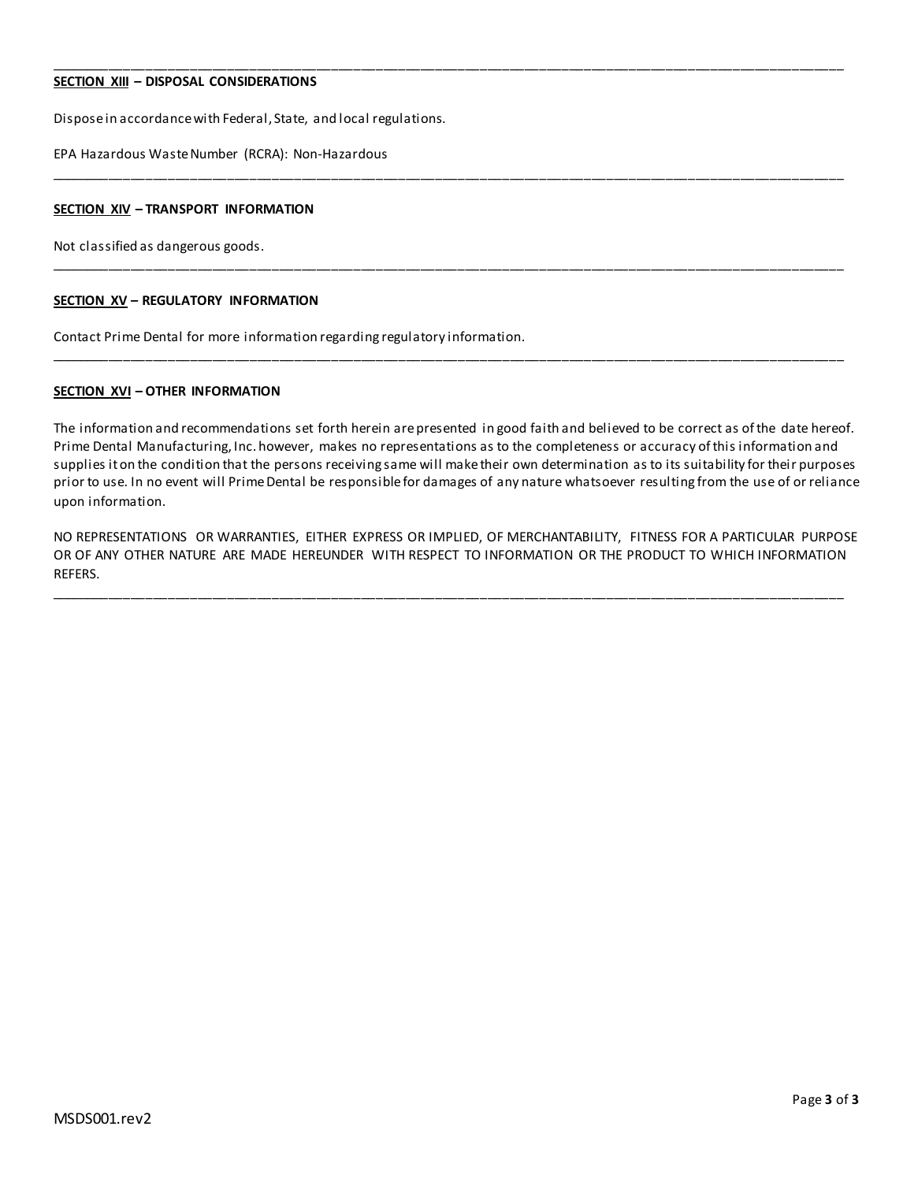---

**SECTION XIII – DISPOSAL CONSIDERATIONS**

Dispose in accordance with Federal, State, and local regulations.

EPA Hazardous Waste Number (RCRA): Non-Hazardous

---

**SECTION XIV – TRANSPORT INFORMATION**

Not classified as dangerous goods.

---

**SECTION XV – REGULATORY INFORMATION**

Contact Prime Dental for more information regarding regulatory information.

---

**SECTION XVI – OTHER INFORMATION**

The information and recommendations set forth herein are presented in good faith and believed to be correct as of the date hereof. Prime Dental Manufacturing, Inc. however, makes no representations as to the completeness or accuracy of this information and supplies it on the condition that the persons receiving same will make their own determination as to its suitability for their purposes prior to use. In no event will Prime Dental be responsible for damages of any nature whatsoever resulting from the use of or reliance upon information.

NO REPRESENTATIONS OR WARRANTIES, EITHER EXPRESS OR IMPLIED, OF MERCHANTABILITY, FITNESS FOR A PARTICULAR PURPOSE OR OF ANY OTHER NATURE ARE MADE HEREUNDER WITH RESPECT TO INFORMATION OR THE PRODUCT TO WHICH INFORMATION REFERS.

---

MSDS001.rev2